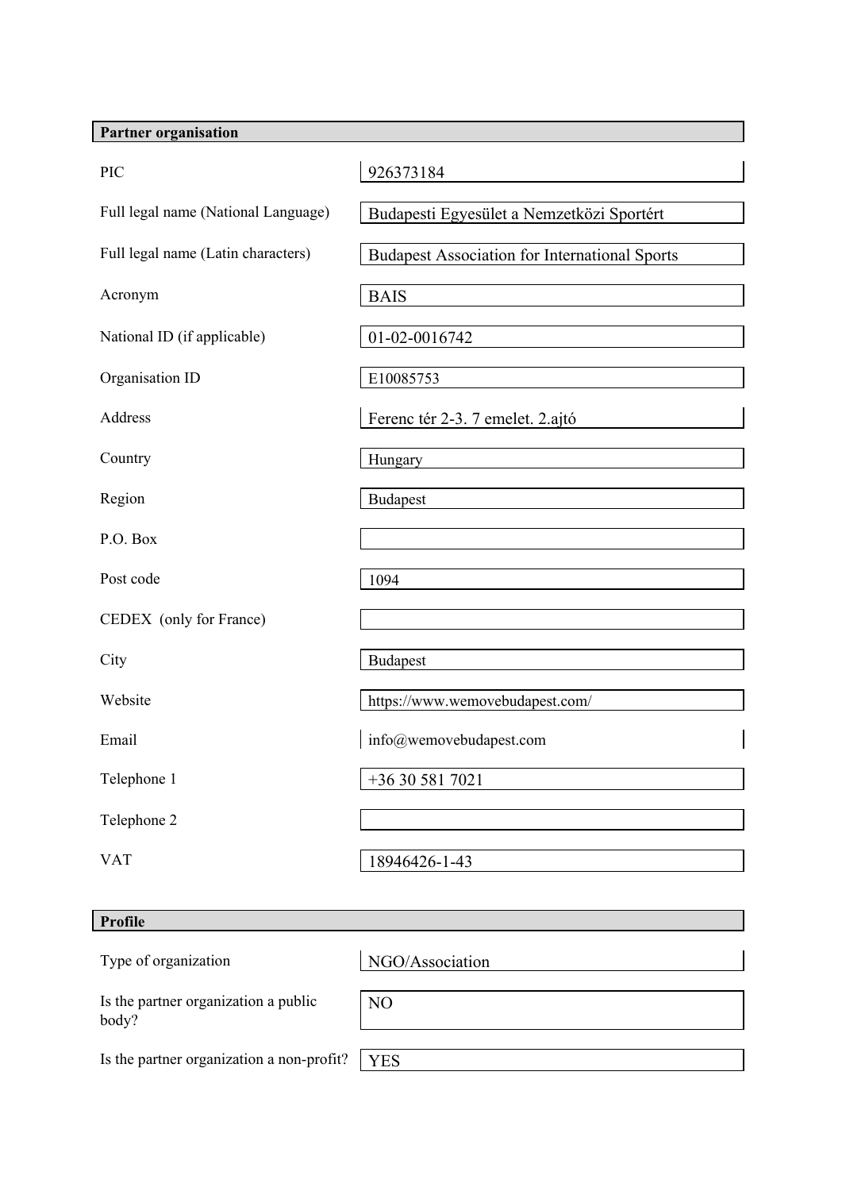## Partner organisation

| | |
|---|---|
| PIC | 926373184 |
| Full legal name (National Language) | Budapesti Egyesület a Nemzetközi Sportért |
| Full legal name (Latin characters) | Budapest Association for International Sports |
| Acronym | BAIS |
| National ID (if applicable) | 01-02-0016742 |
| Organisation ID | E10085753 |
| Address | Ferenc tér 2-3. 7 emelet. 2.ajtó |
| Country | Hungary |
| Region | Budapest |
| P.O. Box | |
| Post code | 1094 |
| CEDEX (only for France) | |
| City | Budapest |
| Website | https://www.wemovebudapest.com/ |
| Email | info@wemovebudapest.com |
| Telephone 1 | +36 30 581 7021 |
| Telephone 2 | |
| VAT | 18946426-1-43 |

## Profile

| | |
|---|---|
| Type of organization | NGO/Association |
| Is the partner organization a public body? | NO |
| Is the partner organization a non-profit? | YES |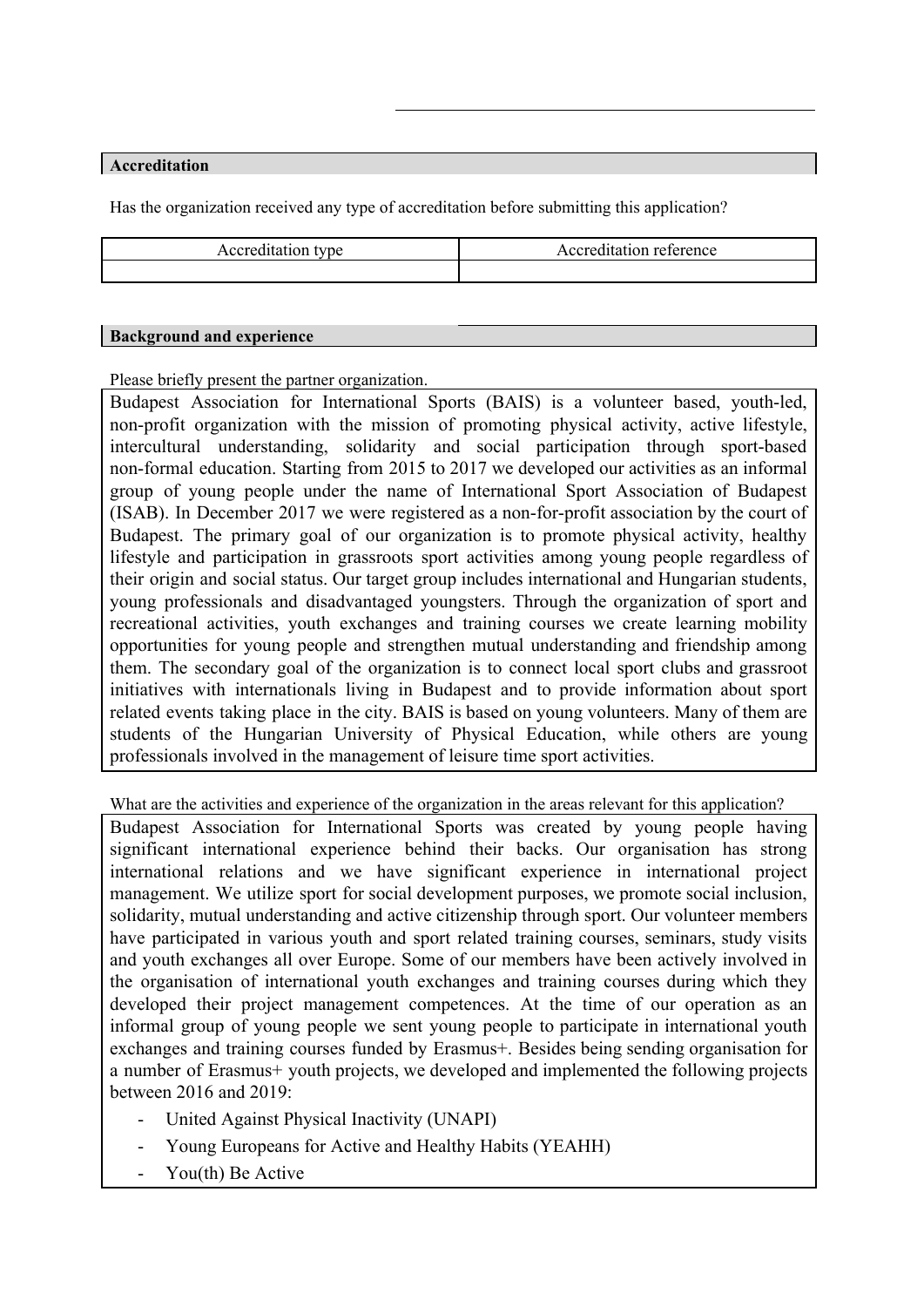## Accreditation

Has the organization received any type of accreditation before submitting this application?

| Accreditation type | Accreditation reference |
|---|---|
| | |

## Background and experience

Please briefly present the partner organization.

Budapest Association for International Sports (BAIS) is a volunteer based, youth-led, non-profit organization with the mission of promoting physical activity, active lifestyle, intercultural understanding, solidarity and social participation through sport-based non-formal education. Starting from 2015 to 2017 we developed our activities as an informal group of young people under the name of International Sport Association of Budapest (ISAB). In December 2017 we were registered as a non-for-profit association by the court of Budapest. The primary goal of our organization is to promote physical activity, healthy lifestyle and participation in grassroots sport activities among young people regardless of their origin and social status. Our target group includes international and Hungarian students, young professionals and disadvantaged youngsters. Through the organization of sport and recreational activities, youth exchanges and training courses we create learning mobility opportunities for young people and strengthen mutual understanding and friendship among them. The secondary goal of the organization is to connect local sport clubs and grassroot initiatives with internationals living in Budapest and to provide information about sport related events taking place in the city. BAIS is based on young volunteers. Many of them are students of the Hungarian University of Physical Education, while others are young professionals involved in the management of leisure time sport activities.

What are the activities and experience of the organization in the areas relevant for this application?

Budapest Association for International Sports was created by young people having significant international experience behind their backs. Our organisation has strong international relations and we have significant experience in international project management. We utilize sport for social development purposes, we promote social inclusion, solidarity, mutual understanding and active citizenship through sport. Our volunteer members have participated in various youth and sport related training courses, seminars, study visits and youth exchanges all over Europe. Some of our members have been actively involved in the organisation of international youth exchanges and training courses during which they developed their project management competences. At the time of our operation as an informal group of young people we sent young people to participate in international youth exchanges and training courses funded by Erasmus+. Besides being sending organisation for a number of Erasmus+ youth projects, we developed and implemented the following projects between 2016 and 2019:

- United Against Physical Inactivity (UNAPI)
- Young Europeans for Active and Healthy Habits (YEAHH)
- You(th) Be Active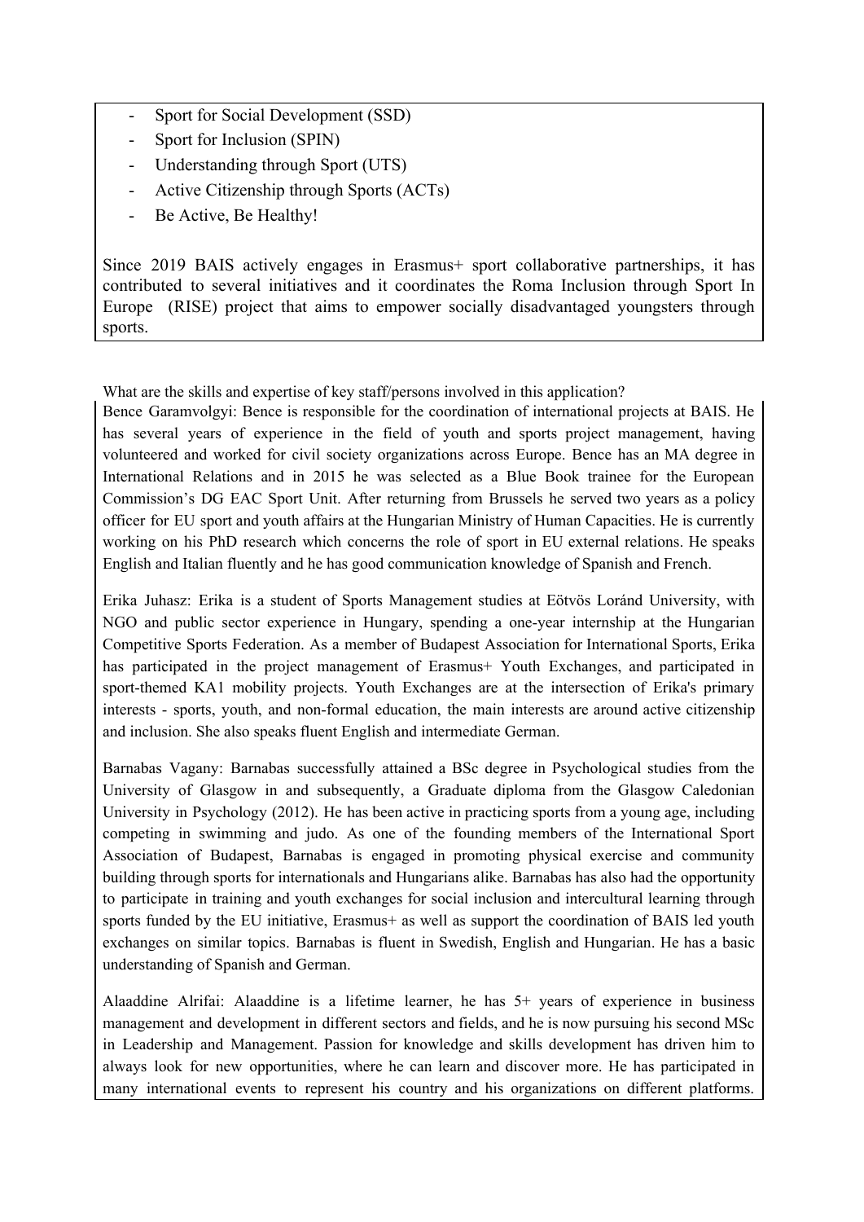- Sport for Social Development (SSD)
- Sport for Inclusion (SPIN)
- Understanding through Sport (UTS)
- Active Citizenship through Sports (ACTs)
- Be Active, Be Healthy!

Since 2019 BAIS actively engages in Erasmus+ sport collaborative partnerships, it has contributed to several initiatives and it coordinates the Roma Inclusion through Sport In Europe (RISE) project that aims to empower socially disadvantaged youngsters through sports.

What are the skills and expertise of key staff/persons involved in this application?

Bence Garamvolgyi: Bence is responsible for the coordination of international projects at BAIS. He has several years of experience in the field of youth and sports project management, having volunteered and worked for civil society organizations across Europe. Bence has an MA degree in International Relations and in 2015 he was selected as a Blue Book trainee for the European Commission's DG EAC Sport Unit. After returning from Brussels he served two years as a policy officer for EU sport and youth affairs at the Hungarian Ministry of Human Capacities. He is currently working on his PhD research which concerns the role of sport in EU external relations. He speaks English and Italian fluently and he has good communication knowledge of Spanish and French.

Erika Juhasz: Erika is a student of Sports Management studies at Eötvös Loránd University, with NGO and public sector experience in Hungary, spending a one-year internship at the Hungarian Competitive Sports Federation. As a member of Budapest Association for International Sports, Erika has participated in the project management of Erasmus+ Youth Exchanges, and participated in sport-themed KA1 mobility projects. Youth Exchanges are at the intersection of Erika's primary interests - sports, youth, and non-formal education, the main interests are around active citizenship and inclusion. She also speaks fluent English and intermediate German.

Barnabas Vagany: Barnabas successfully attained a BSc degree in Psychological studies from the University of Glasgow in and subsequently, a Graduate diploma from the Glasgow Caledonian University in Psychology (2012). He has been active in practicing sports from a young age, including competing in swimming and judo. As one of the founding members of the International Sport Association of Budapest, Barnabas is engaged in promoting physical exercise and community building through sports for internationals and Hungarians alike. Barnabas has also had the opportunity to participate in training and youth exchanges for social inclusion and intercultural learning through sports funded by the EU initiative, Erasmus+ as well as support the coordination of BAIS led youth exchanges on similar topics. Barnabas is fluent in Swedish, English and Hungarian. He has a basic understanding of Spanish and German.

Alaaddine Alrifai: Alaaddine is a lifetime learner, he has 5+ years of experience in business management and development in different sectors and fields, and he is now pursuing his second MSc in Leadership and Management. Passion for knowledge and skills development has driven him to always look for new opportunities, where he can learn and discover more. He has participated in many international events to represent his country and his organizations on different platforms.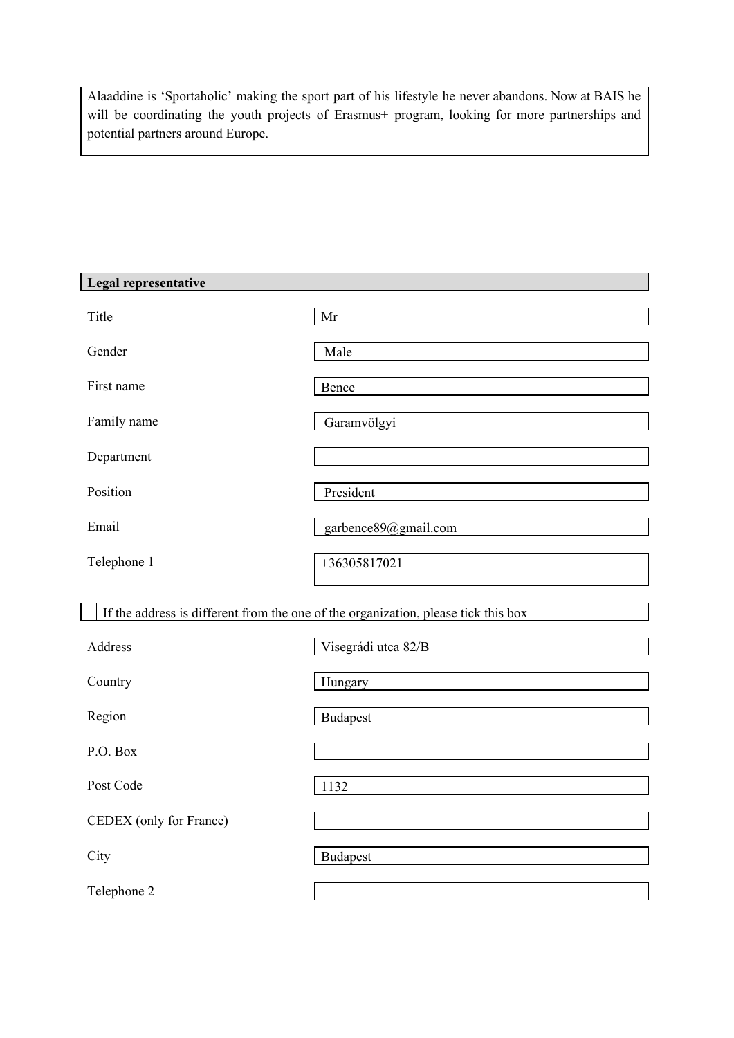Alaaddine is 'Sportaholic' making the sport part of his lifestyle he never abandons. Now at BAIS he will be coordinating the youth projects of Erasmus+ program, looking for more partnerships and potential partners around Europe.

## Legal representative

| Field | Value |
|---|---|
| Title | Mr |
| Gender | Male |
| First name | Bence |
| Family name | Garamvölgyi |
| Department | |
| Position | President |
| Email | garbence89@gmail.com |
| Telephone 1 | +36305817021 |

☐ If the address is different from the one of the organization, please tick this box

| Field | Value |
|---|---|
| Address | Visegrádi utca 82/B |
| Country | Hungary |
| Region | Budapest |
| P.O. Box | |
| Post Code | 1132 |
| CEDEX (only for France) | |
| City | Budapest |
| Telephone 2 | |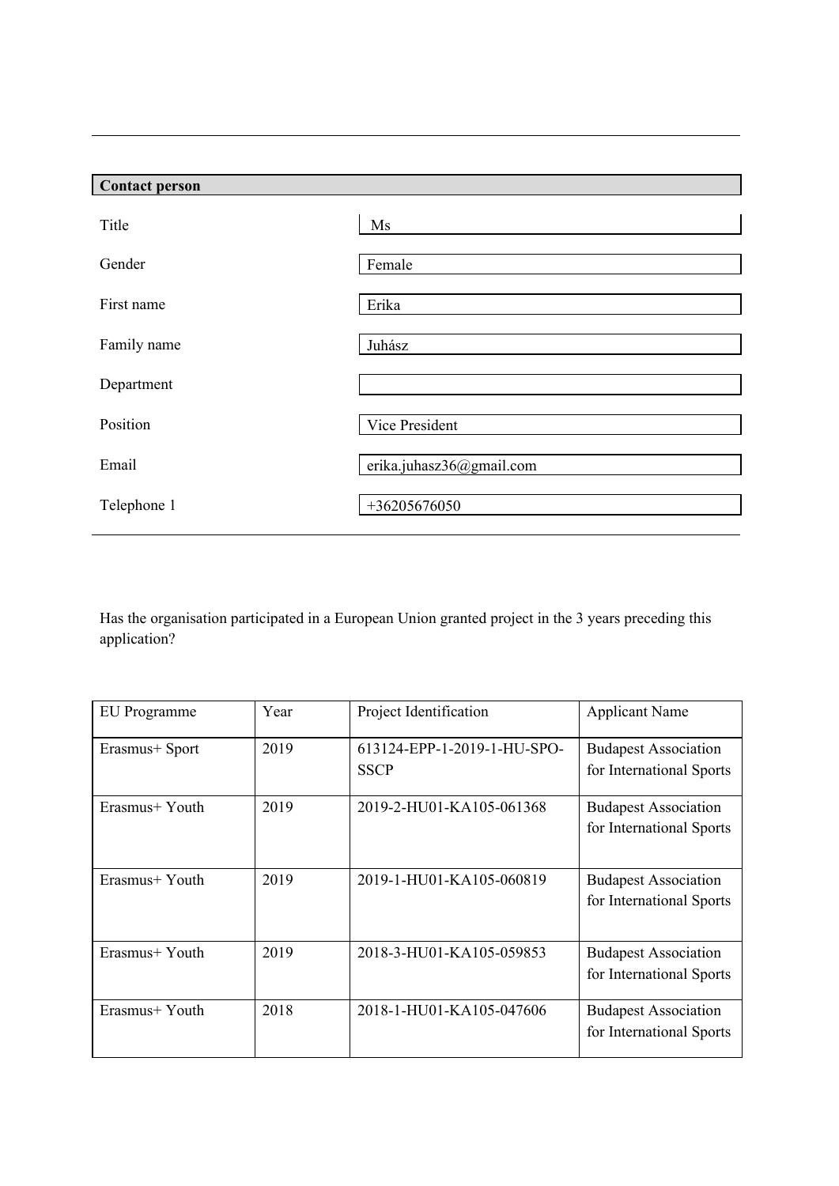## Contact person

| | |
|---|---|
| Title | Ms |
| Gender | Female |
| First name | Erika |
| Family name | Juhász |
| Department | |
| Position | Vice President |
| Email | erika.juhasz36@gmail.com |
| Telephone 1 | +36205676050 |

Has the organisation participated in a European Union granted project in the 3 years preceding this application?

| EU Programme | Year | Project Identification | Applicant Name |
|---|---|---|---|
| Erasmus+ Sport | 2019 | 613124-EPP-1-2019-1-HU-SPO-SSCP | Budapest Association for International Sports |
| Erasmus+ Youth | 2019 | 2019-2-HU01-KA105-061368 | Budapest Association for International Sports |
| Erasmus+ Youth | 2019 | 2019-1-HU01-KA105-060819 | Budapest Association for International Sports |
| Erasmus+ Youth | 2019 | 2018-3-HU01-KA105-059853 | Budapest Association for International Sports |
| Erasmus+ Youth | 2018 | 2018-1-HU01-KA105-047606 | Budapest Association for International Sports |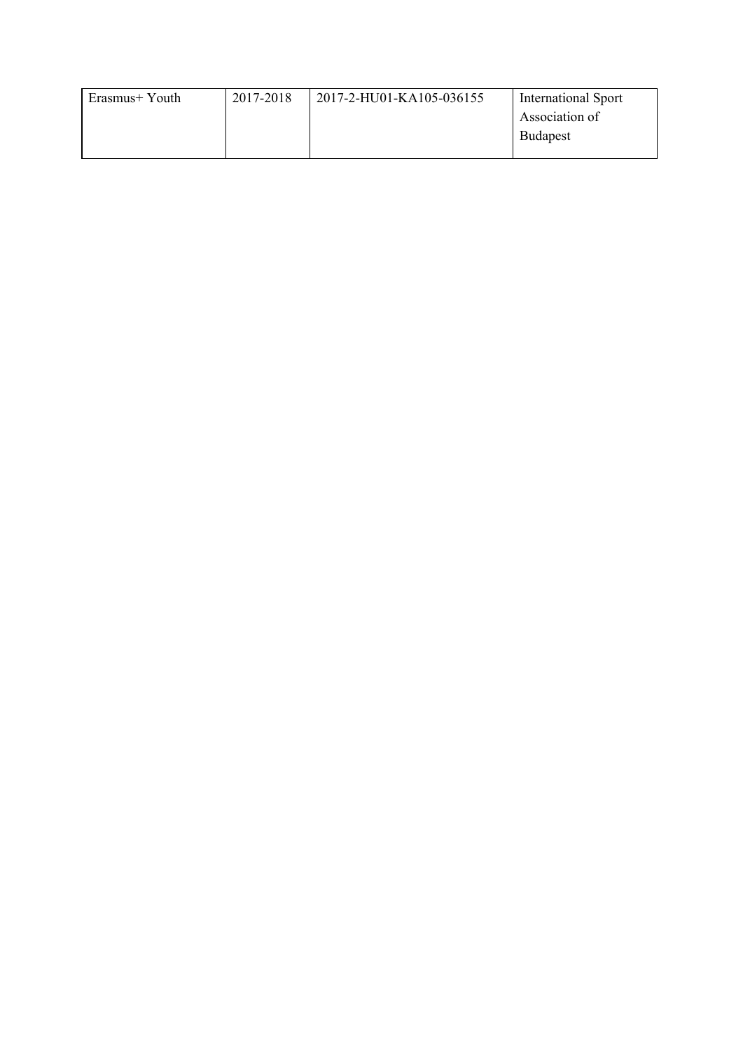| | | | |
|---|---|---|---|
| Erasmus+ Youth | 2017-2018 | 2017-2-HU01-KA105-036155 | International Sport Association of Budapest |